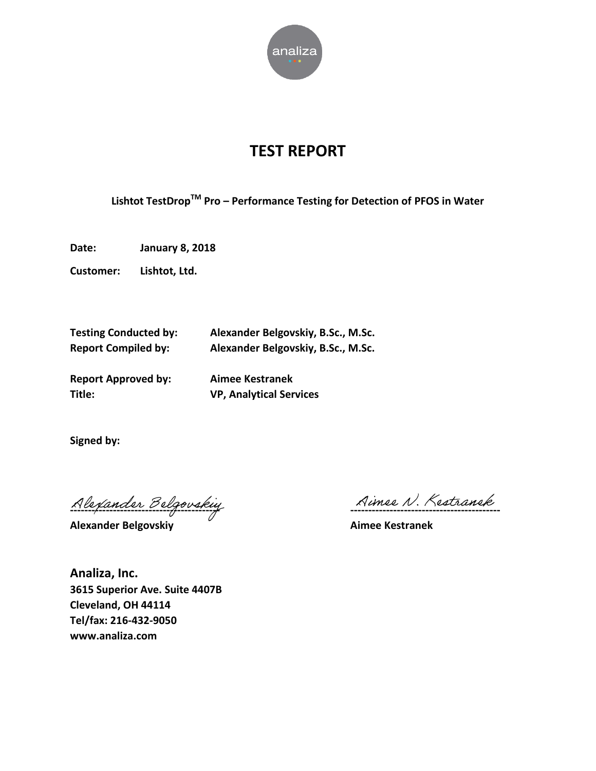analiza

# TEST REPORT

**Lishtot TestDrop$^{TM}$ Pro – Performance Testing for Detection of PFOS in Water**

**Date:** **January 8, 2018**

**Customer:** **Lishtot, Ltd.**

**Testing Conducted by:** **Alexander Belgovskiy, B.Sc., M.Sc.**
**Report Compiled by:** **Alexander Belgovskiy, B.Sc., M.Sc.**

**Report Approved by:** **Aimee Kestranek**
**Title:** **VP, Analytical Services**

**Signed by:**

Alexander Belgovskiy
-----------------------------------------
**Alexander Belgovskiy**

Aimee N. Kestranek
-----------------------------------------
**Aimee Kestranek**

**Analiza, Inc.**
**3615 Superior Ave. Suite 4407B**
**Cleveland, OH 44114**
**Tel/fax: 216-432-9050**
**www.analiza.com**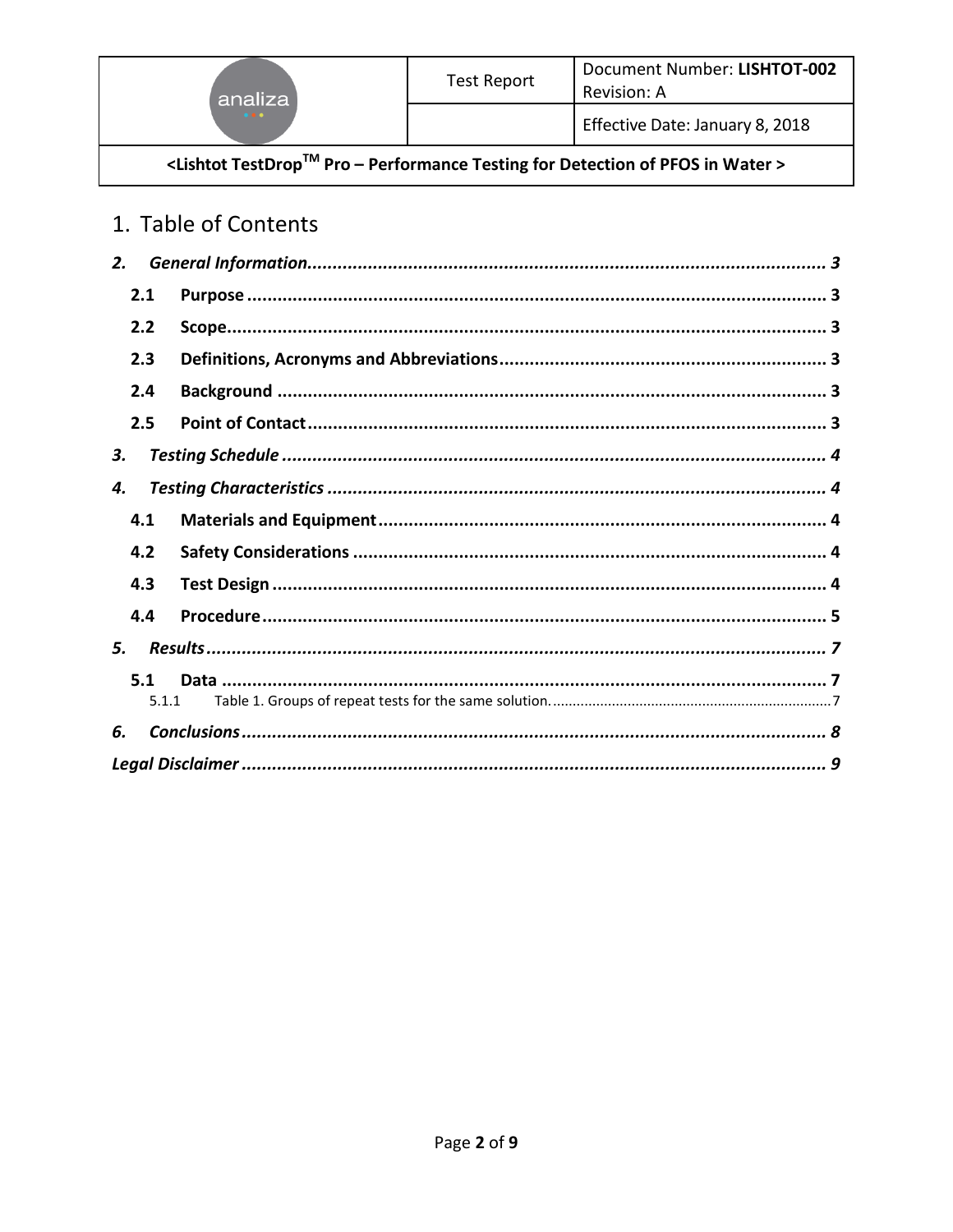# 1. Table of Contents

***2. General Information*** ........................................................................................................ ***3***

**2.1 Purpose** .................................................................................................................. **3**

**2.2 Scope** ...................................................................................................................... **3**

**2.3 Definitions, Acronyms and Abbreviations** ............................................................... **3**

**2.4 Background** ............................................................................................................ **3**

**2.5 Point of Contact** ...................................................................................................... **3**

***3. Testing Schedule*** ........................................................................................................... ***4***

***4. Testing Characteristics*** .................................................................................................. ***4***

**4.1 Materials and Equipment** ........................................................................................ **4**

**4.2 Safety Considerations** ............................................................................................. **4**

**4.3 Test Design** ............................................................................................................. **4**

**4.4 Procedure** ............................................................................................................... **5**

***5. Results*** .......................................................................................................................... ***7***

**5.1 Data** ........................................................................................................................ **7**

5.1.1 Table 1. Groups of repeat tests for the same solution. ........................................................ 7

***6. Conclusions*** ................................................................................................................... ***8***

***Legal Disclaimer*** ............................................................................................................... ***9***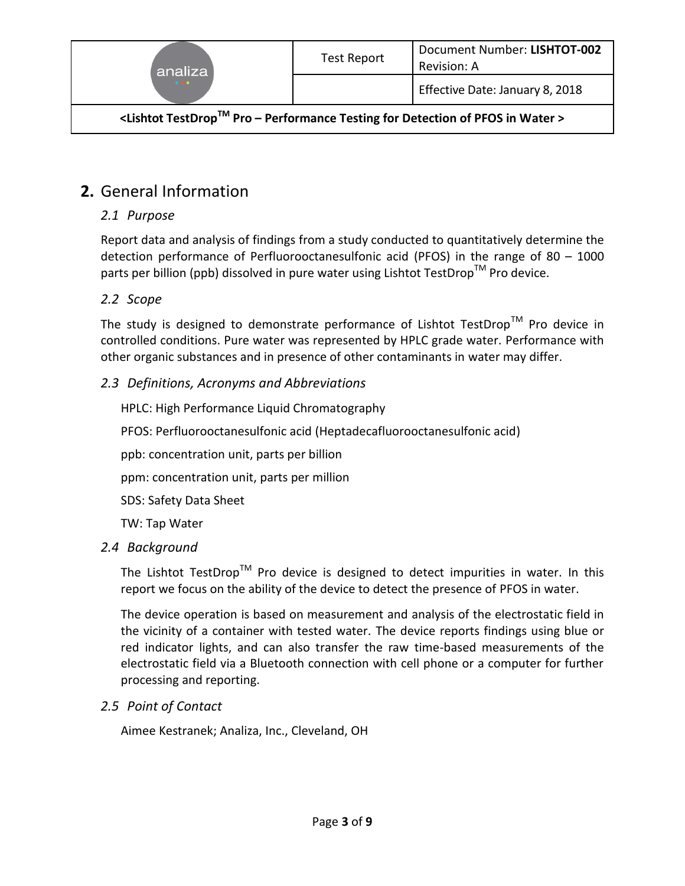## 2. General Information

### *2.1 Purpose*

Report data and analysis of findings from a study conducted to quantitatively determine the detection performance of Perfluorooctanesulfonic acid (PFOS) in the range of 80 – 1000 parts per billion (ppb) dissolved in pure water using Lishtot TestDrop™ Pro device.

### *2.2 Scope*

The study is designed to demonstrate performance of Lishtot TestDrop™ Pro device in controlled conditions. Pure water was represented by HPLC grade water. Performance with other organic substances and in presence of other contaminants in water may differ.

### *2.3 Definitions, Acronyms and Abbreviations*

HPLC: High Performance Liquid Chromatography

PFOS: Perfluorooctanesulfonic acid (Heptadecafluorooctanesulfonic acid)

ppb: concentration unit, parts per billion

ppm: concentration unit, parts per million

SDS: Safety Data Sheet

TW: Tap Water

### *2.4 Background*

The Lishtot TestDrop™ Pro device is designed to detect impurities in water. In this report we focus on the ability of the device to detect the presence of PFOS in water.

The device operation is based on measurement and analysis of the electrostatic field in the vicinity of a container with tested water. The device reports findings using blue or red indicator lights, and can also transfer the raw time-based measurements of the electrostatic field via a Bluetooth connection with cell phone or a computer for further processing and reporting.

### *2.5 Point of Contact*

Aimee Kestranek; Analiza, Inc., Cleveland, OH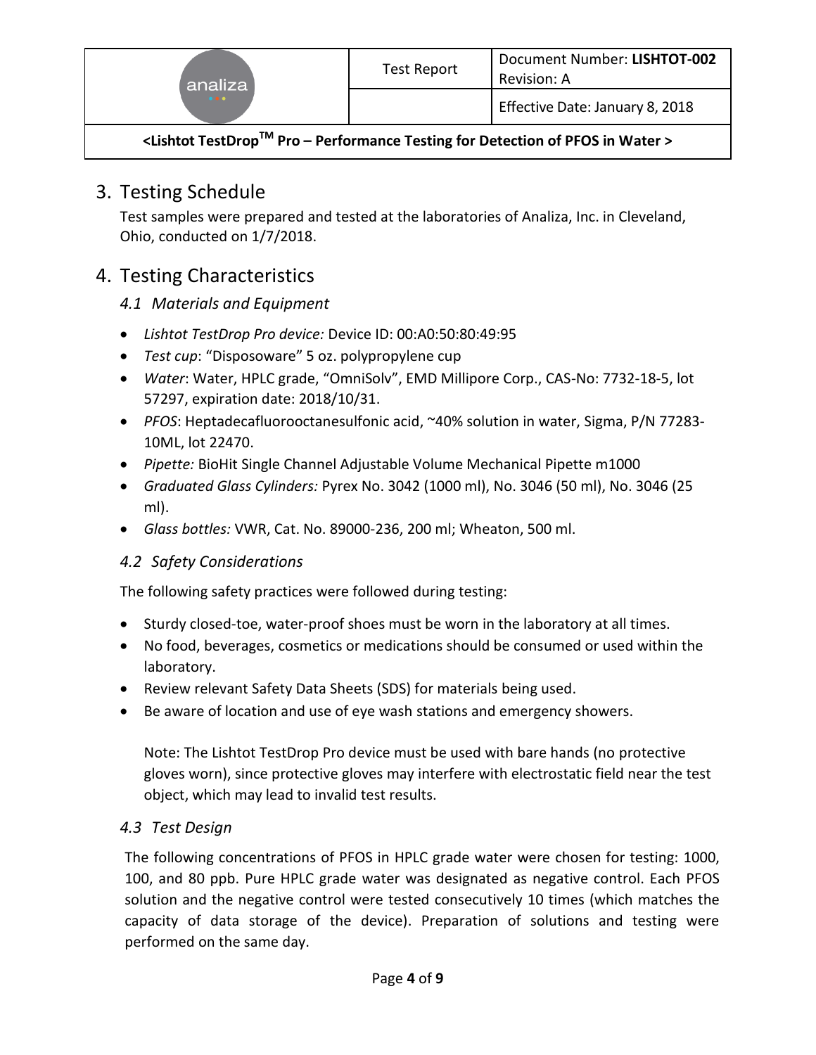## 3. Testing Schedule

Test samples were prepared and tested at the laboratories of Analiza, Inc. in Cleveland, Ohio, conducted on 1/7/2018.

## 4. Testing Characteristics

### *4.1 Materials and Equipment*

- *Lishtot TestDrop Pro device:* Device ID: 00:A0:50:80:49:95
- *Test cup*: "Disposoware" 5 oz. polypropylene cup
- *Water*: Water, HPLC grade, "OmniSolv", EMD Millipore Corp., CAS-No: 7732-18-5, lot 57297, expiration date: 2018/10/31.
- *PFOS*: Heptadecafluorooctanesulfonic acid, ~40% solution in water, Sigma, P/N 77283-10ML, lot 22470.
- *Pipette:* BioHit Single Channel Adjustable Volume Mechanical Pipette m1000
- *Graduated Glass Cylinders:* Pyrex No. 3042 (1000 ml), No. 3046 (50 ml), No. 3046 (25 ml).
- *Glass bottles:* VWR, Cat. No. 89000-236, 200 ml; Wheaton, 500 ml.

### *4.2 Safety Considerations*

The following safety practices were followed during testing:

- Sturdy closed-toe, water-proof shoes must be worn in the laboratory at all times.
- No food, beverages, cosmetics or medications should be consumed or used within the laboratory.
- Review relevant Safety Data Sheets (SDS) for materials being used.
- Be aware of location and use of eye wash stations and emergency showers.

  Note: The Lishtot TestDrop Pro device must be used with bare hands (no protective gloves worn), since protective gloves may interfere with electrostatic field near the test object, which may lead to invalid test results.

### *4.3 Test Design*

The following concentrations of PFOS in HPLC grade water were chosen for testing: 1000, 100, and 80 ppb. Pure HPLC grade water was designated as negative control. Each PFOS solution and the negative control were tested consecutively 10 times (which matches the capacity of data storage of the device). Preparation of solutions and testing were performed on the same day.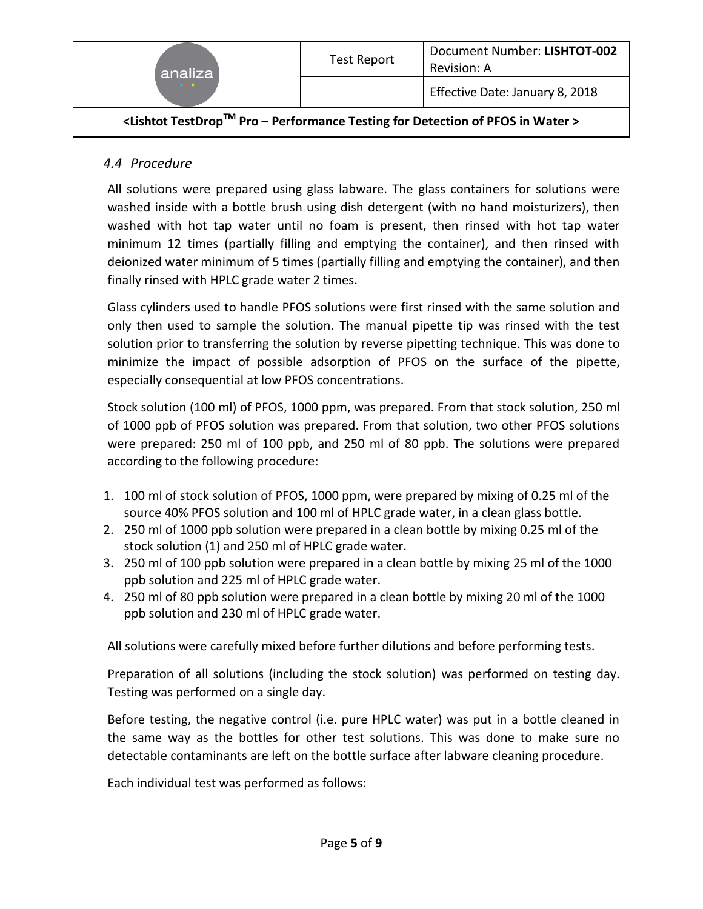### *4.4 Procedure*

All solutions were prepared using glass labware. The glass containers for solutions were washed inside with a bottle brush using dish detergent (with no hand moisturizers), then washed with hot tap water until no foam is present, then rinsed with hot tap water minimum 12 times (partially filling and emptying the container), and then rinsed with deionized water minimum of 5 times (partially filling and emptying the container), and then finally rinsed with HPLC grade water 2 times.

Glass cylinders used to handle PFOS solutions were first rinsed with the same solution and only then used to sample the solution. The manual pipette tip was rinsed with the test solution prior to transferring the solution by reverse pipetting technique. This was done to minimize the impact of possible adsorption of PFOS on the surface of the pipette, especially consequential at low PFOS concentrations.

Stock solution (100 ml) of PFOS, 1000 ppm, was prepared. From that stock solution, 250 ml of 1000 ppb of PFOS solution was prepared. From that solution, two other PFOS solutions were prepared: 250 ml of 100 ppb, and 250 ml of 80 ppb. The solutions were prepared according to the following procedure:

1. 100 ml of stock solution of PFOS, 1000 ppm, were prepared by mixing of 0.25 ml of the source 40% PFOS solution and 100 ml of HPLC grade water, in a clean glass bottle.
2. 250 ml of 1000 ppb solution were prepared in a clean bottle by mixing 0.25 ml of the stock solution (1) and 250 ml of HPLC grade water.
3. 250 ml of 100 ppb solution were prepared in a clean bottle by mixing 25 ml of the 1000 ppb solution and 225 ml of HPLC grade water.
4. 250 ml of 80 ppb solution were prepared in a clean bottle by mixing 20 ml of the 1000 ppb solution and 230 ml of HPLC grade water.

All solutions were carefully mixed before further dilutions and before performing tests.

Preparation of all solutions (including the stock solution) was performed on testing day. Testing was performed on a single day.

Before testing, the negative control (i.e. pure HPLC water) was put in a bottle cleaned in the same way as the bottles for other test solutions. This was done to make sure no detectable contaminants are left on the bottle surface after labware cleaning procedure.

Each individual test was performed as follows: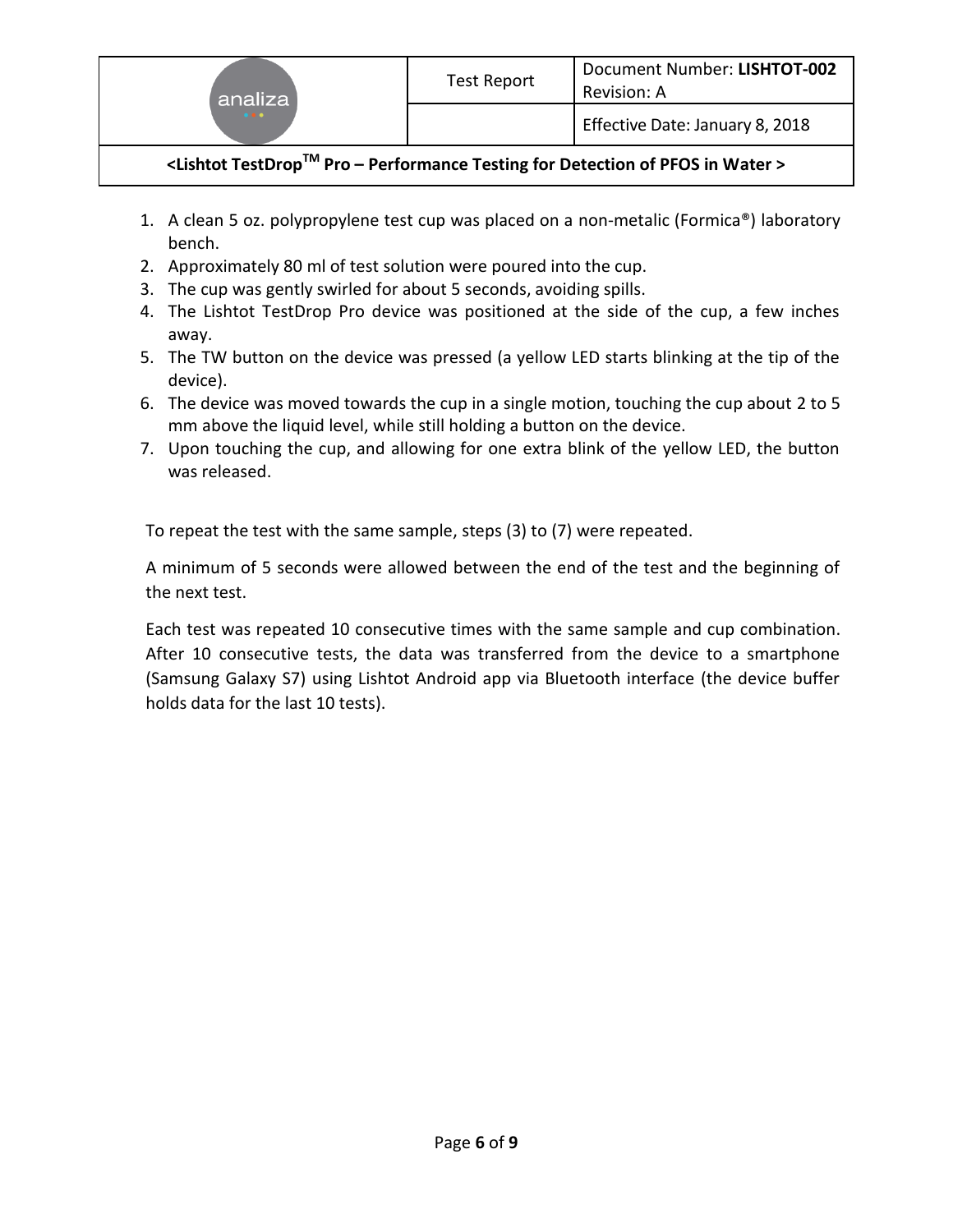1. A clean 5 oz. polypropylene test cup was placed on a non-metalic (Formica®) laboratory bench.
2. Approximately 80 ml of test solution were poured into the cup.
3. The cup was gently swirled for about 5 seconds, avoiding spills.
4. The Lishtot TestDrop Pro device was positioned at the side of the cup, a few inches away.
5. The TW button on the device was pressed (a yellow LED starts blinking at the tip of the device).
6. The device was moved towards the cup in a single motion, touching the cup about 2 to 5 mm above the liquid level, while still holding a button on the device.
7. Upon touching the cup, and allowing for one extra blink of the yellow LED, the button was released.

To repeat the test with the same sample, steps (3) to (7) were repeated.

A minimum of 5 seconds were allowed between the end of the test and the beginning of the next test.

Each test was repeated 10 consecutive times with the same sample and cup combination. After 10 consecutive tests, the data was transferred from the device to a smartphone (Samsung Galaxy S7) using Lishtot Android app via Bluetooth interface (the device buffer holds data for the last 10 tests).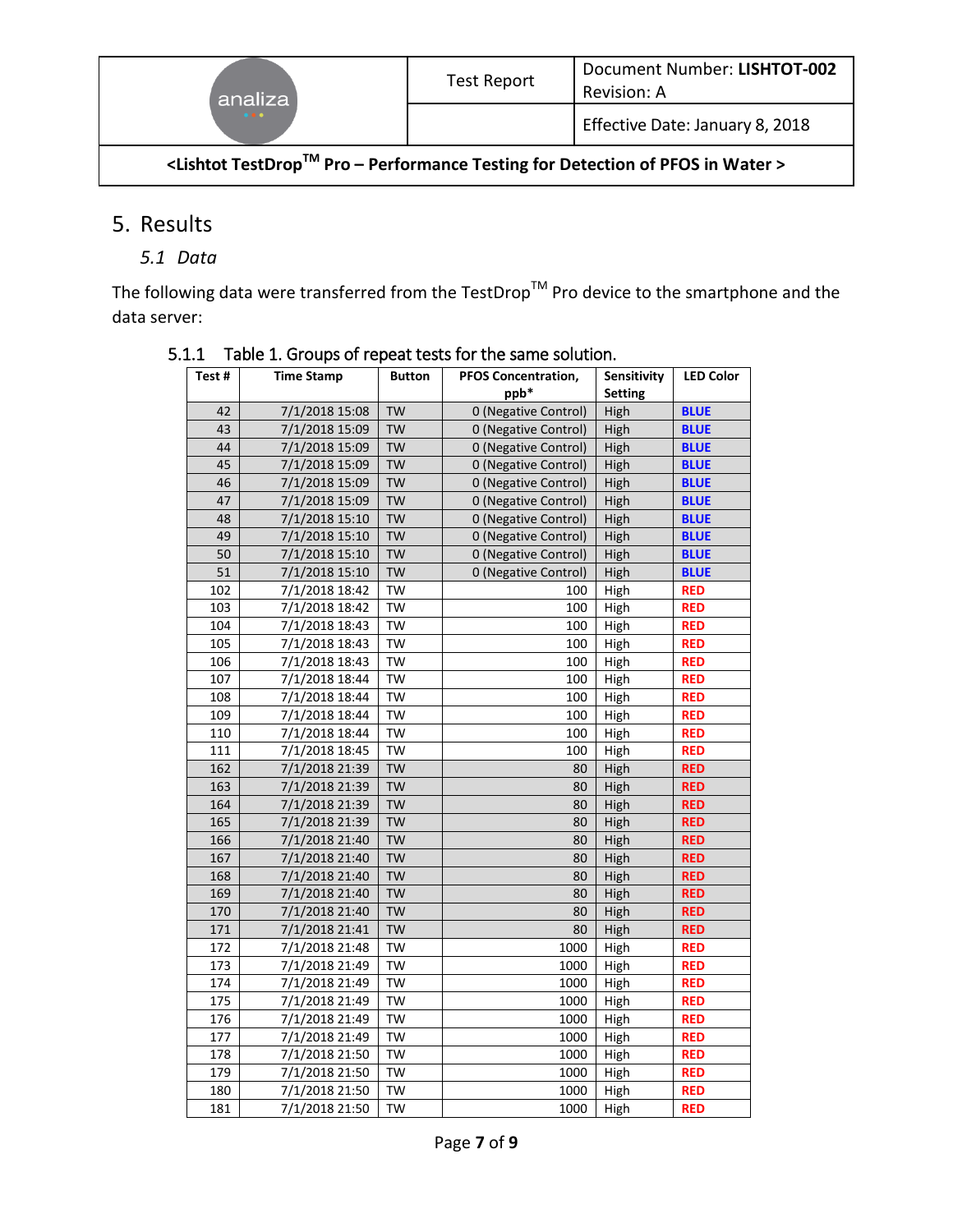# 5. Results

## *5.1 Data*

The following data were transferred from the TestDrop™ Pro device to the smartphone and the data server:

### 5.1.1 Table 1. Groups of repeat tests for the same solution.

| Test # | Time Stamp | Button | PFOS Concentration, ppb* | Sensitivity Setting | LED Color |
|---|---|---|---|---|---|
| 42 | 7/1/2018 15:08 | TW | 0 (Negative Control) | High | **BLUE** |
| 43 | 7/1/2018 15:09 | TW | 0 (Negative Control) | High | **BLUE** |
| 44 | 7/1/2018 15:09 | TW | 0 (Negative Control) | High | **BLUE** |
| 45 | 7/1/2018 15:09 | TW | 0 (Negative Control) | High | **BLUE** |
| 46 | 7/1/2018 15:09 | TW | 0 (Negative Control) | High | **BLUE** |
| 47 | 7/1/2018 15:09 | TW | 0 (Negative Control) | High | **BLUE** |
| 48 | 7/1/2018 15:10 | TW | 0 (Negative Control) | High | **BLUE** |
| 49 | 7/1/2018 15:10 | TW | 0 (Negative Control) | High | **BLUE** |
| 50 | 7/1/2018 15:10 | TW | 0 (Negative Control) | High | **BLUE** |
| 51 | 7/1/2018 15:10 | TW | 0 (Negative Control) | High | **BLUE** |
| 102 | 7/1/2018 18:42 | TW | 100 | High | **RED** |
| 103 | 7/1/2018 18:42 | TW | 100 | High | **RED** |
| 104 | 7/1/2018 18:43 | TW | 100 | High | **RED** |
| 105 | 7/1/2018 18:43 | TW | 100 | High | **RED** |
| 106 | 7/1/2018 18:43 | TW | 100 | High | **RED** |
| 107 | 7/1/2018 18:44 | TW | 100 | High | **RED** |
| 108 | 7/1/2018 18:44 | TW | 100 | High | **RED** |
| 109 | 7/1/2018 18:44 | TW | 100 | High | **RED** |
| 110 | 7/1/2018 18:44 | TW | 100 | High | **RED** |
| 111 | 7/1/2018 18:45 | TW | 100 | High | **RED** |
| 162 | 7/1/2018 21:39 | TW | 80 | High | **RED** |
| 163 | 7/1/2018 21:39 | TW | 80 | High | **RED** |
| 164 | 7/1/2018 21:39 | TW | 80 | High | **RED** |
| 165 | 7/1/2018 21:39 | TW | 80 | High | **RED** |
| 166 | 7/1/2018 21:40 | TW | 80 | High | **RED** |
| 167 | 7/1/2018 21:40 | TW | 80 | High | **RED** |
| 168 | 7/1/2018 21:40 | TW | 80 | High | **RED** |
| 169 | 7/1/2018 21:40 | TW | 80 | High | **RED** |
| 170 | 7/1/2018 21:40 | TW | 80 | High | **RED** |
| 171 | 7/1/2018 21:41 | TW | 80 | High | **RED** |
| 172 | 7/1/2018 21:48 | TW | 1000 | High | **RED** |
| 173 | 7/1/2018 21:49 | TW | 1000 | High | **RED** |
| 174 | 7/1/2018 21:49 | TW | 1000 | High | **RED** |
| 175 | 7/1/2018 21:49 | TW | 1000 | High | **RED** |
| 176 | 7/1/2018 21:49 | TW | 1000 | High | **RED** |
| 177 | 7/1/2018 21:49 | TW | 1000 | High | **RED** |
| 178 | 7/1/2018 21:50 | TW | 1000 | High | **RED** |
| 179 | 7/1/2018 21:50 | TW | 1000 | High | **RED** |
| 180 | 7/1/2018 21:50 | TW | 1000 | High | **RED** |
| 181 | 7/1/2018 21:50 | TW | 1000 | High | **RED** |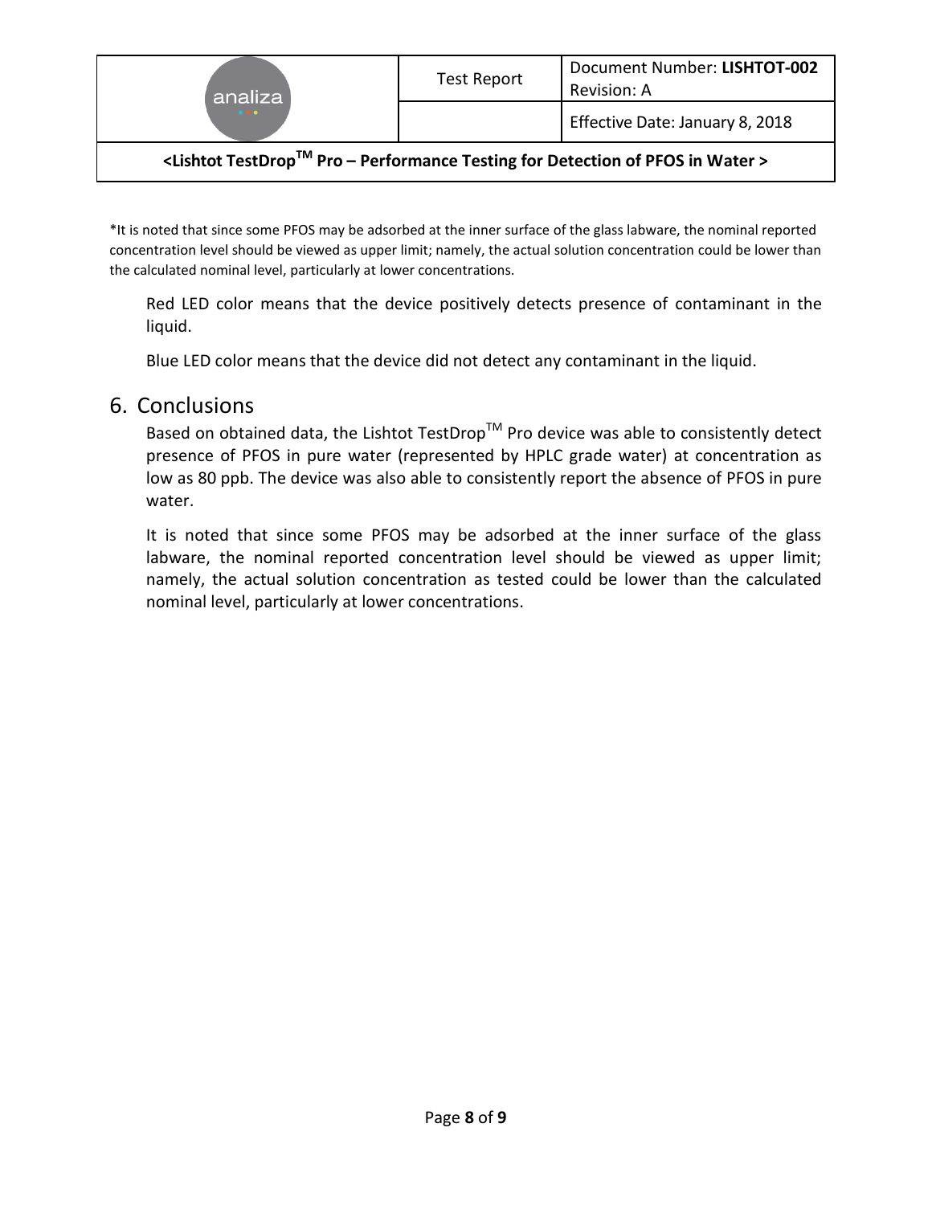*It is noted that since some PFOS may be adsorbed at the inner surface of the glass labware, the nominal reported concentration level should be viewed as upper limit; namely, the actual solution concentration could be lower than the calculated nominal level, particularly at lower concentrations.

Red LED color means that the device positively detects presence of contaminant in the liquid.

Blue LED color means that the device did not detect any contaminant in the liquid.

## 6. Conclusions

Based on obtained data, the Lishtot TestDrop™ Pro device was able to consistently detect presence of PFOS in pure water (represented by HPLC grade water) at concentration as low as 80 ppb. The device was also able to consistently report the absence of PFOS in pure water.

It is noted that since some PFOS may be adsorbed at the inner surface of the glass labware, the nominal reported concentration level should be viewed as upper limit; namely, the actual solution concentration as tested could be lower than the calculated nominal level, particularly at lower concentrations.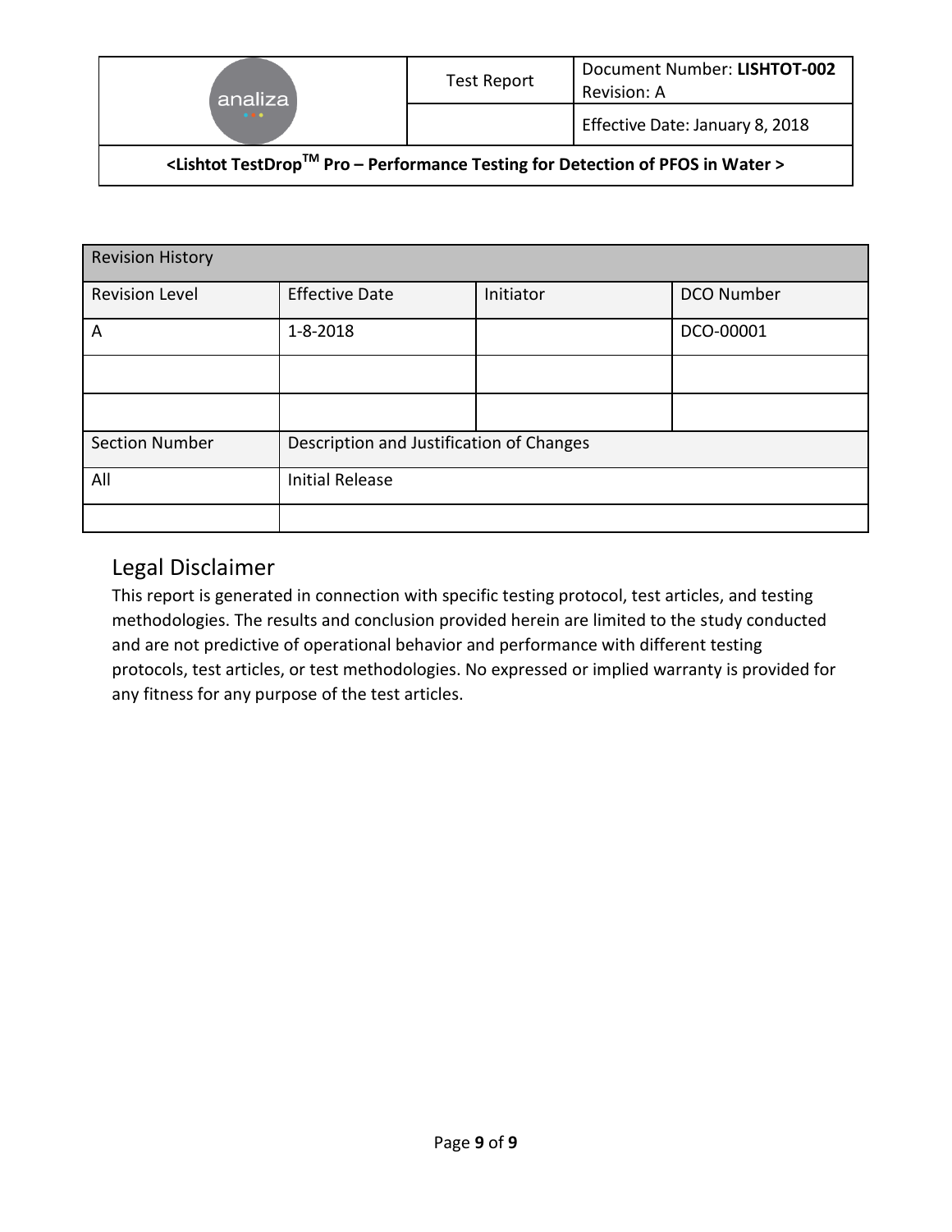| Revision History | | | |
|---|---|---|---|
| Revision Level | Effective Date | Initiator | DCO Number |
| A | 1-8-2018 | | DCO-00001 |
| | | | |
| | | | |
| Section Number | Description and Justification of Changes | | |
| All | Initial Release | | |
| | | | |

## Legal Disclaimer

This report is generated in connection with specific testing protocol, test articles, and testing methodologies. The results and conclusion provided herein are limited to the study conducted and are not predictive of operational behavior and performance with different testing protocols, test articles, or test methodologies. No expressed or implied warranty is provided for any fitness for any purpose of the test articles.